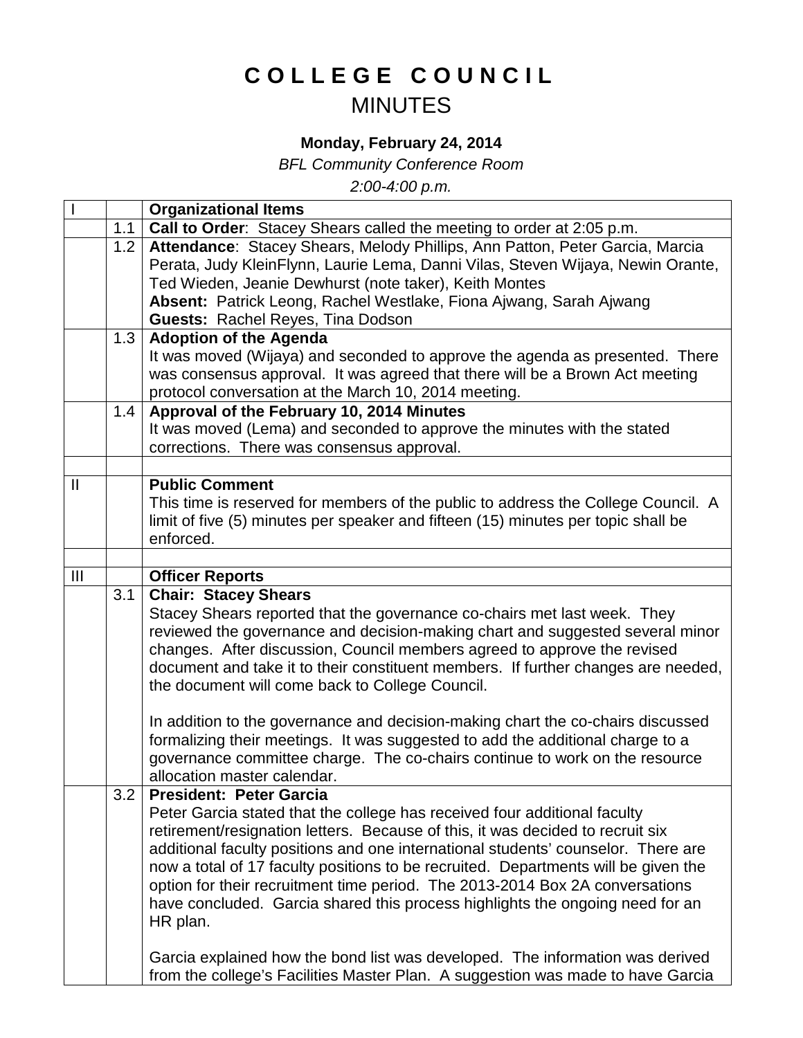# COLLEGE COUNCIL
## MINUTES

**Monday, February 24, 2014**

*BFL Community Conference Room*

*2:00-4:00 p.m.*

| | | |
|---|---|---|
| I | | **Organizational Items** |
| | 1.1 | **Call to Order**: Stacey Shears called the meeting to order at 2:05 p.m. |
| | 1.2 | **Attendance**: Stacey Shears, Melody Phillips, Ann Patton, Peter Garcia, Marcia Perata, Judy KleinFlynn, Laurie Lema, Danni Vilas, Steven Wijaya, Newin Orante, Ted Wieden, Jeanie Dewhurst (note taker), Keith Montes<br>**Absent:** Patrick Leong, Rachel Westlake, Fiona Ajwang, Sarah Ajwang<br>**Guests:** Rachel Reyes, Tina Dodson |
| | 1.3 | **Adoption of the Agenda**<br>It was moved (Wijaya) and seconded to approve the agenda as presented. There was consensus approval. It was agreed that there will be a Brown Act meeting protocol conversation at the March 10, 2014 meeting. |
| | 1.4 | **Approval of the February 10, 2014 Minutes**<br>It was moved (Lema) and seconded to approve the minutes with the stated corrections. There was consensus approval. |
| | | |
| II | | **Public Comment**<br>This time is reserved for members of the public to address the College Council. A limit of five (5) minutes per speaker and fifteen (15) minutes per topic shall be enforced. |
| | | |
| III | | **Officer Reports** |
| | 3.1 | **Chair: Stacey Shears**<br>Stacey Shears reported that the governance co-chairs met last week. They reviewed the governance and decision-making chart and suggested several minor changes. After discussion, Council members agreed to approve the revised document and take it to their constituent members. If further changes are needed, the document will come back to College Council.<br><br>In addition to the governance and decision-making chart the co-chairs discussed formalizing their meetings. It was suggested to add the additional charge to a governance committee charge. The co-chairs continue to work on the resource allocation master calendar. |
| | 3.2 | **President: Peter Garcia**<br>Peter Garcia stated that the college has received four additional faculty retirement/resignation letters. Because of this, it was decided to recruit six additional faculty positions and one international students' counselor. There are now a total of 17 faculty positions to be recruited. Departments will be given the option for their recruitment time period. The 2013-2014 Box 2A conversations have concluded. Garcia shared this process highlights the ongoing need for an HR plan.<br><br>Garcia explained how the bond list was developed. The information was derived from the college's Facilities Master Plan. A suggestion was made to have Garcia |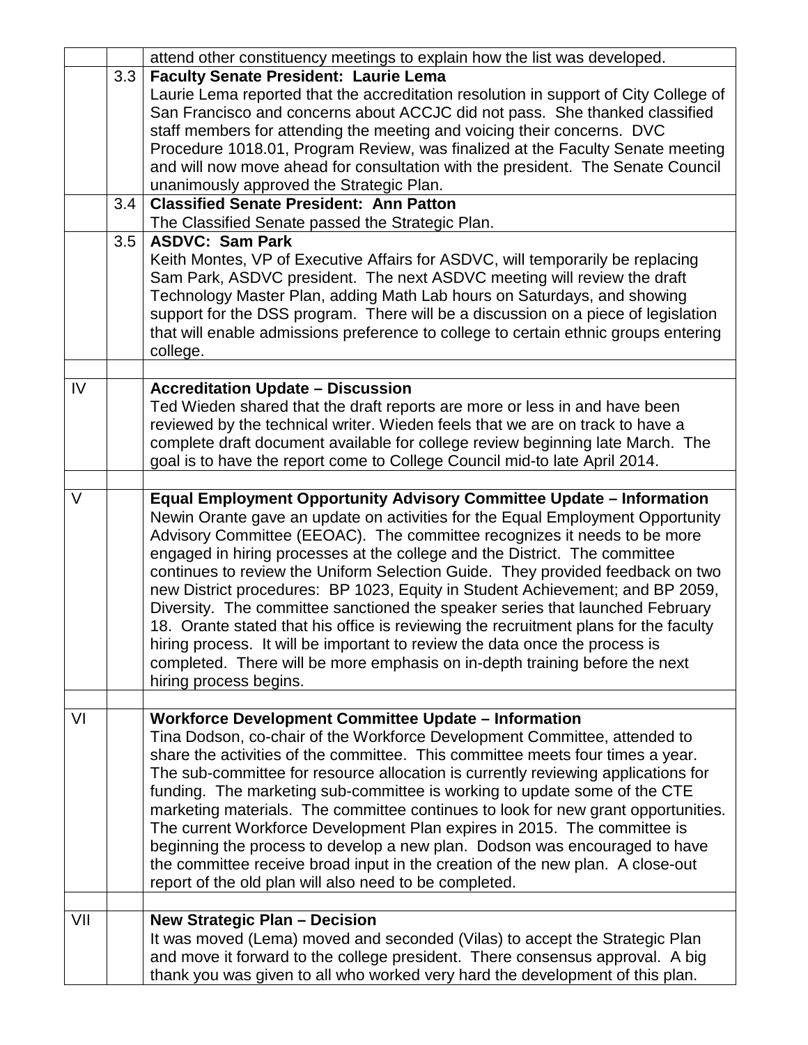|  |  |  |
|---|---|---|
|  |  | attend other constituency meetings to explain how the list was developed. |
|  | 3.3 | **Faculty Senate President: Laurie Lema**<br>Laurie Lema reported that the accreditation resolution in support of City College of San Francisco and concerns about ACCJC did not pass. She thanked classified staff members for attending the meeting and voicing their concerns. DVC Procedure 1018.01, Program Review, was finalized at the Faculty Senate meeting and will now move ahead for consultation with the president. The Senate Council unanimously approved the Strategic Plan. |
|  | 3.4 | **Classified Senate President: Ann Patton**<br>The Classified Senate passed the Strategic Plan. |
|  | 3.5 | **ASDVC: Sam Park**<br>Keith Montes, VP of Executive Affairs for ASDVC, will temporarily be replacing Sam Park, ASDVC president. The next ASDVC meeting will review the draft Technology Master Plan, adding Math Lab hours on Saturdays, and showing support for the DSS program. There will be a discussion on a piece of legislation that will enable admissions preference to college to certain ethnic groups entering college. |
|  |  |  |
| IV |  | **Accreditation Update – Discussion**<br>Ted Wieden shared that the draft reports are more or less in and have been reviewed by the technical writer. Wieden feels that we are on track to have a complete draft document available for college review beginning late March. The goal is to have the report come to College Council mid-to late April 2014. |
|  |  |  |
| V |  | **Equal Employment Opportunity Advisory Committee Update – Information**<br>Newin Orante gave an update on activities for the Equal Employment Opportunity Advisory Committee (EEOAC). The committee recognizes it needs to be more engaged in hiring processes at the college and the District. The committee continues to review the Uniform Selection Guide. They provided feedback on two new District procedures: BP 1023, Equity in Student Achievement; and BP 2059, Diversity. The committee sanctioned the speaker series that launched February 18. Orante stated that his office is reviewing the recruitment plans for the faculty hiring process. It will be important to review the data once the process is completed. There will be more emphasis on in-depth training before the next hiring process begins. |
|  |  |  |
| VI |  | **Workforce Development Committee Update – Information**<br>Tina Dodson, co-chair of the Workforce Development Committee, attended to share the activities of the committee. This committee meets four times a year. The sub-committee for resource allocation is currently reviewing applications for funding. The marketing sub-committee is working to update some of the CTE marketing materials. The committee continues to look for new grant opportunities. The current Workforce Development Plan expires in 2015. The committee is beginning the process to develop a new plan. Dodson was encouraged to have the committee receive broad input in the creation of the new plan. A close-out report of the old plan will also need to be completed. |
|  |  |  |
| VII |  | **New Strategic Plan – Decision**<br>It was moved (Lema) moved and seconded (Vilas) to accept the Strategic Plan and move it forward to the college president. There consensus approval. A big thank you was given to all who worked very hard the development of this plan. |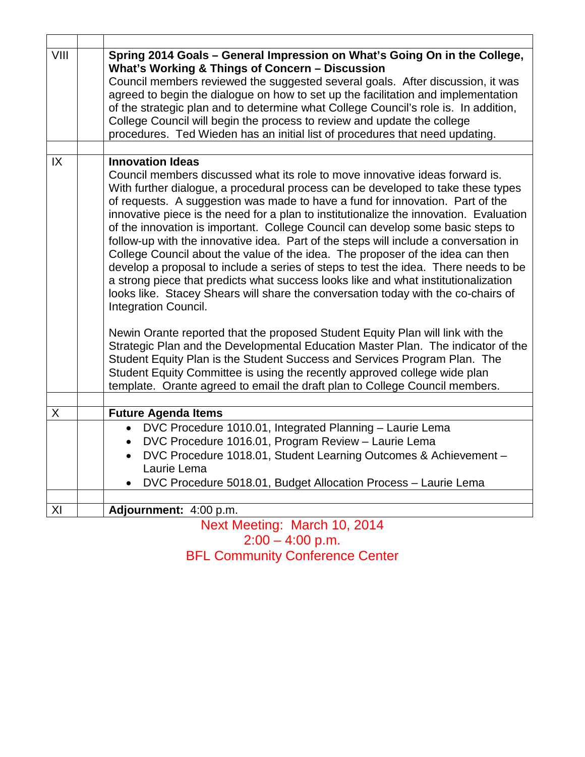| | | |
|---|---|---|
| | | |
| VIII | | **Spring 2014 Goals – General Impression on What's Going On in the College, What's Working & Things of Concern – Discussion**<br>Council members reviewed the suggested several goals. After discussion, it was agreed to begin the dialogue on how to set up the facilitation and implementation of the strategic plan and to determine what College Council's role is. In addition, College Council will begin the process to review and update the college procedures. Ted Wieden has an initial list of procedures that need updating. |
| | | |
| IX | | **Innovation Ideas**<br>Council members discussed what its role to move innovative ideas forward is. With further dialogue, a procedural process can be developed to take these types of requests. A suggestion was made to have a fund for innovation. Part of the innovative piece is the need for a plan to institutionalize the innovation. Evaluation of the innovation is important. College Council can develop some basic steps to follow-up with the innovative idea. Part of the steps will include a conversation in College Council about the value of the idea. The proposer of the idea can then develop a proposal to include a series of steps to test the idea. There needs to be a strong piece that predicts what success looks like and what institutionalization looks like. Stacey Shears will share the conversation today with the co-chairs of Integration Council.<br><br>Newin Orante reported that the proposed Student Equity Plan will link with the Strategic Plan and the Developmental Education Master Plan. The indicator of the Student Equity Plan is the Student Success and Services Program Plan. The Student Equity Committee is using the recently approved college wide plan template. Orante agreed to email the draft plan to College Council members. |
| | | |
| X | | **Future Agenda Items** |
| | | • DVC Procedure 1010.01, Integrated Planning – Laurie Lema<br>• DVC Procedure 1016.01, Program Review – Laurie Lema<br>• DVC Procedure 1018.01, Student Learning Outcomes & Achievement – Laurie Lema<br>• DVC Procedure 5018.01, Budget Allocation Process – Laurie Lema |
| | | |
| XI | | **Adjournment:** 4:00 p.m. |

Next Meeting: March 10, 2014
2:00 – 4:00 p.m.
BFL Community Conference Center